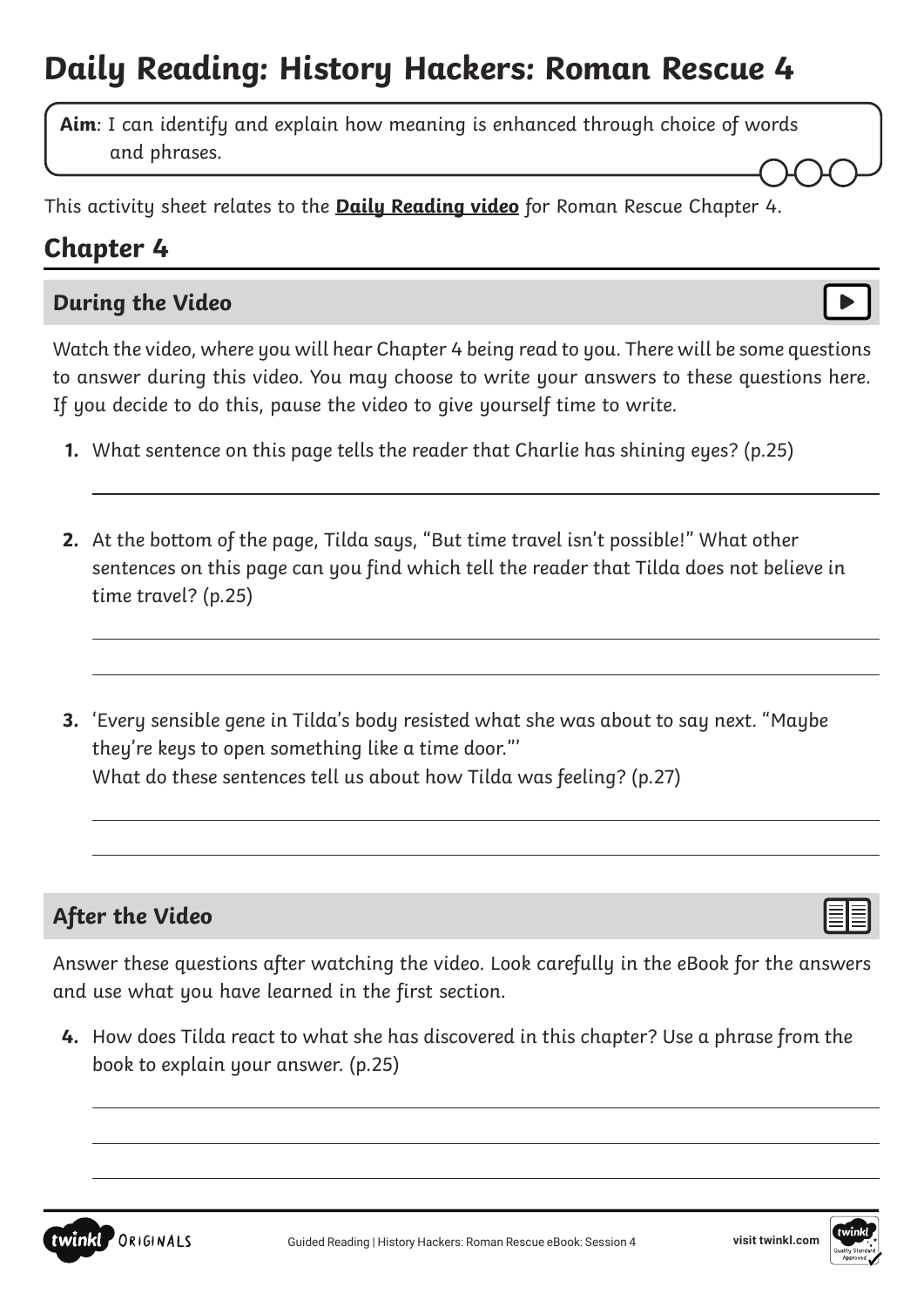# Daily Reading: History Hackers: Roman Rescue 4

**Aim**: I can identify and explain how meaning is enhanced through choice of words and phrases.

This activity sheet relates to the **Daily Reading video** for Roman Rescue Chapter 4.

## Chapter 4

### During the Video

Watch the video, where you will hear Chapter 4 being read to you. There will be some questions to answer during this video. You may choose to write your answers to these questions here. If you decide to do this, pause the video to give yourself time to write.

1. What sentence on this page tells the reader that Charlie has shining eyes? (p.25)

2. At the bottom of the page, Tilda says, "But time travel isn't possible!" What other sentences on this page can you find which tell the reader that Tilda does not believe in time travel? (p.25)

3. 'Every sensible gene in Tilda's body resisted what she was about to say next. "Maybe they're keys to open something like a time door."'
   What do these sentences tell us about how Tilda was feeling? (p.27)

### After the Video

Answer these questions after watching the video. Look carefully in the eBook for the answers and use what you have learned in the first section.

4. How does Tilda react to what she has discovered in this chapter? Use a phrase from the book to explain your answer. (p.25)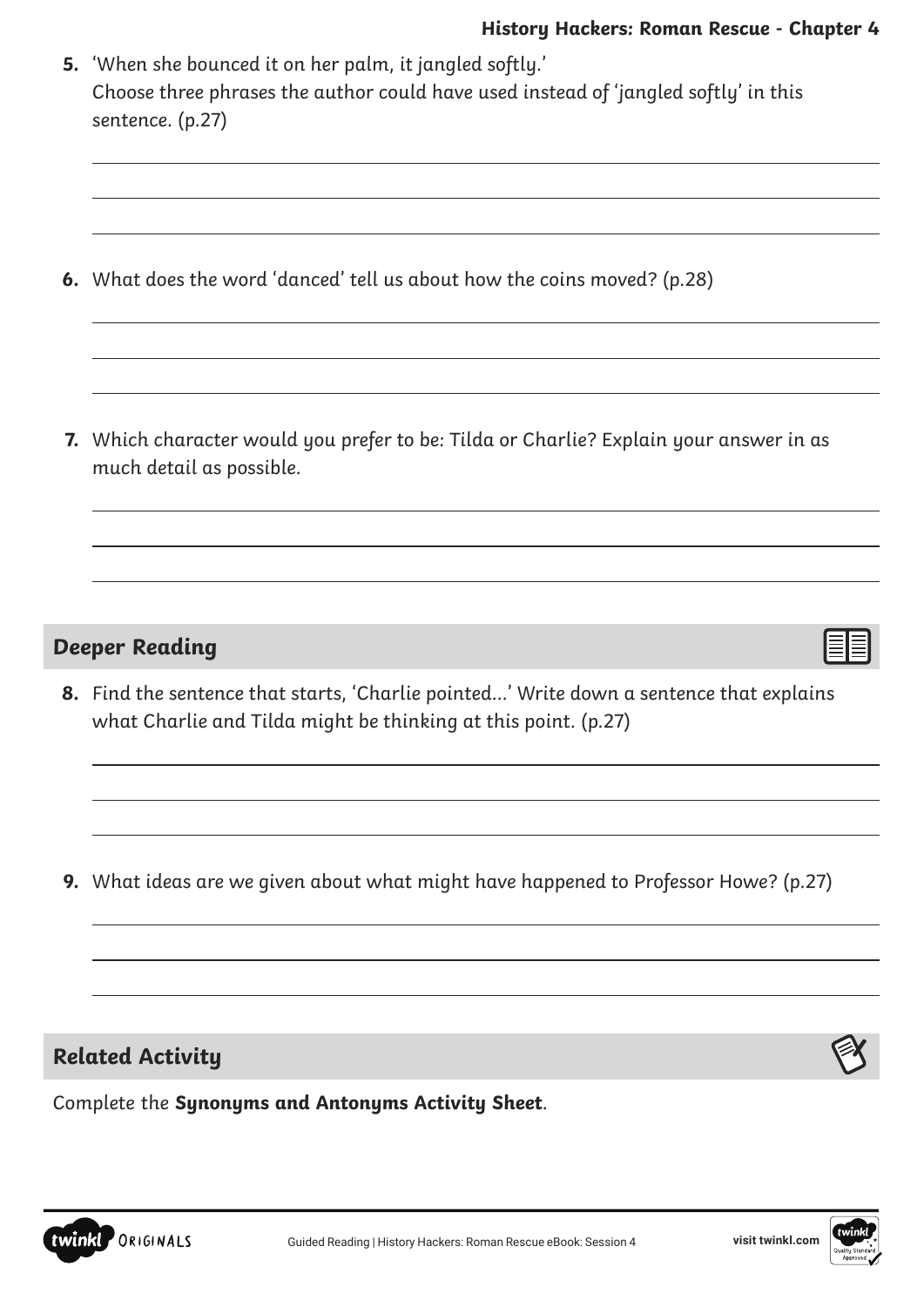5. 'When she bounced it on her palm, it jangled softly.'
   Choose three phrases the author could have used instead of 'jangled softly' in this sentence. (p.27)

6. What does the word 'danced' tell us about how the coins moved? (p.28)

7. Which character would you prefer to be: Tilda or Charlie? Explain your answer in as much detail as possible.

## Deeper Reading

8. Find the sentence that starts, 'Charlie pointed...' Write down a sentence that explains what Charlie and Tilda might be thinking at this point. (p.27)

9. What ideas are we given about what might have happened to Professor Howe? (p.27)

## Related Activity

Complete the **Synonyms and Antonyms Activity Sheet**.